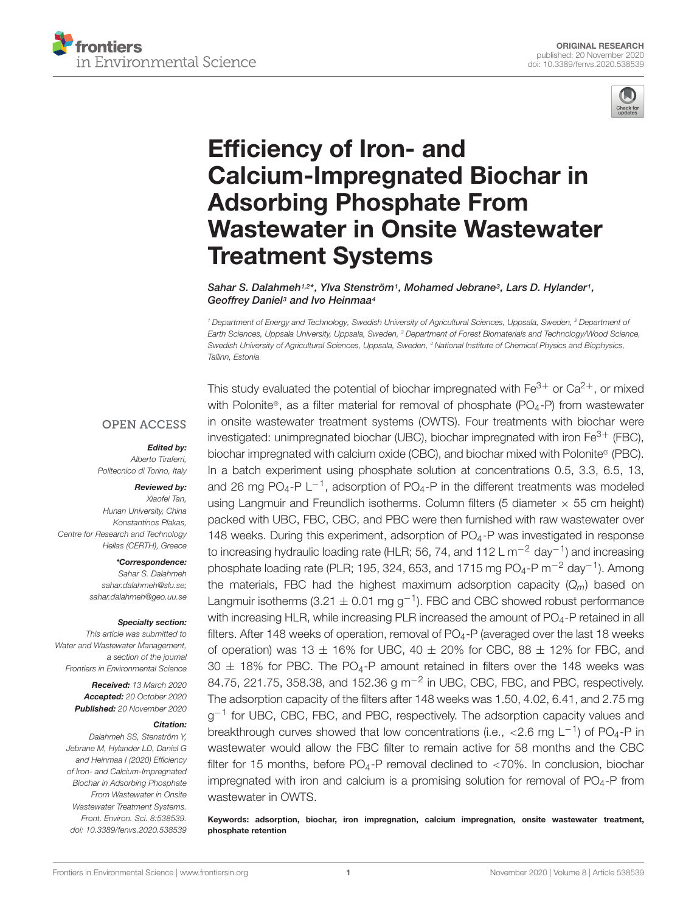ORIGINAL RESEARCH
published: 20 November 2020
doi: 10.3389/fenvs.2020.538539

# Efficiency of Iron- and Calcium-Impregnated Biochar in Adsorbing Phosphate From Wastewater in Onsite Wastewater Treatment Systems

*Sahar S. Dalahmeh[1,2]\*, Ylva Stenström[1], Mohamed Jebrane[3], Lars D. Hylander[1], Geoffrey Daniel[3] and Ivo Heinmaa[4]*

[1] Department of Energy and Technology, Swedish University of Agricultural Sciences, Uppsala, Sweden, [2] Department of Earth Sciences, Uppsala University, Uppsala, Sweden, [3] Department of Forest Biomaterials and Technology/Wood Science, Swedish University of Agricultural Sciences, Uppsala, Sweden, [4] National Institute of Chemical Physics and Biophysics, Tallinn, Estonia

This study evaluated the potential of biochar impregnated with $Fe^{3+}$ or $Ca^{2+}$, or mixed with Polonite®, as a filter material for removal of phosphate ($PO_4$-P) from wastewater in onsite wastewater treatment systems (OWTS). Four treatments with biochar were investigated: unimpregnated biochar (UBC), biochar impregnated with iron $Fe^{3+}$ (FBC), biochar impregnated with calcium oxide (CBC), and biochar mixed with Polonite® (PBC). In a batch experiment using phosphate solution at concentrations 0.5, 3.3, 6.5, 13, and 26 mg $PO_4$-P $L^{-1}$, adsorption of $PO_4$-P in the different treatments was modeled using Langmuir and Freundlich isotherms. Column filters (5 diameter × 55 cm height) packed with UBC, FBC, CBC, and PBC were then furnished with raw wastewater over 148 weeks. During this experiment, adsorption of $PO_4$-P was investigated in response to increasing hydraulic loading rate (HLR; 56, 74, and 112 L $m^{-2}$ $day^{-1}$) and increasing phosphate loading rate (PLR; 195, 324, 653, and 1715 mg $PO_4$-P $m^{-2}$ $day^{-1}$). Among the materials, FBC had the highest maximum adsorption capacity ($Q_m$) based on Langmuir isotherms (3.21 ± 0.01 mg $g^{-1}$). FBC and CBC showed robust performance with increasing HLR, while increasing PLR increased the amount of $PO_4$-P retained in all filters. After 148 weeks of operation, removal of $PO_4$-P (averaged over the last 18 weeks of operation) was 13 ± 16% for UBC, 40 ± 20% for CBC, 88 ± 12% for FBC, and 30 ± 18% for PBC. The $PO_4$-P amount retained in filters over the 148 weeks was 84.75, 221.75, 358.38, and 152.36 g $m^{-2}$ in UBC, CBC, FBC, and PBC, respectively. The adsorption capacity of the filters after 148 weeks was 1.50, 4.02, 6.41, and 2.75 mg $g^{-1}$ for UBC, CBC, FBC, and PBC, respectively. The adsorption capacity values and breakthrough curves showed that low concentrations (i.e., <2.6 mg $L^{-1}$) of $PO_4$-P in wastewater would allow the FBC filter to remain active for 58 months and the CBC filter for 15 months, before $PO_4$-P removal declined to <70%. In conclusion, biochar impregnated with iron and calcium is a promising solution for removal of $PO_4$-P from wastewater in OWTS.

**Keywords: adsorption, biochar, iron impregnation, calcium impregnation, onsite wastewater treatment, phosphate retention**

OPEN ACCESS

***Edited by:***
Alberto Tiraferri,
Politecnico di Torino, Italy

***Reviewed by:***
Xiaofei Tan,
Hunan University, China
Konstantinos Plakas,
Centre for Research and Technology Hellas (CERTH), Greece

***\*Correspondence:***
Sahar S. Dalahmeh
sahar.dalahmeh@slu.se;
sahar.dalahmeh@geo.uu.se

***Specialty section:***
This article was submitted to Water and Wastewater Management, a section of the journal Frontiers in Environmental Science

***Received:*** 13 March 2020
***Accepted:*** 20 October 2020
***Published:*** 20 November 2020

***Citation:***
Dalahmeh SS, Stenström Y, Jebrane M, Hylander LD, Daniel G and Heinmaa I (2020) Efficiency of Iron- and Calcium-Impregnated Biochar in Adsorbing Phosphate From Wastewater in Onsite Wastewater Treatment Systems. Front. Environ. Sci. 8:538539. doi: 10.3389/fenvs.2020.538539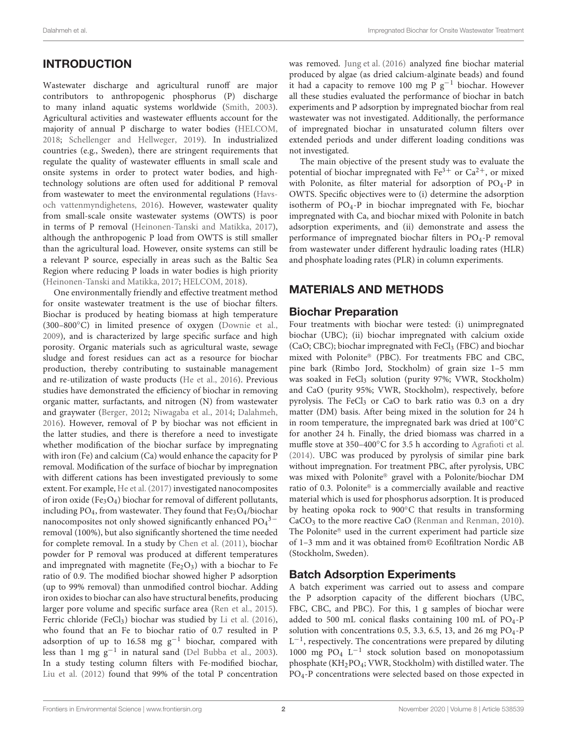## INTRODUCTION

Wastewater discharge and agricultural runoff are major contributors to anthropogenic phosphorus (P) discharge to many inland aquatic systems worldwide (Smith, 2003). Agricultural activities and wastewater effluents account for the majority of annual P discharge to water bodies (HELCOM, 2018; Schellenger and Hellweger, 2019). In industrialized countries (e.g., Sweden), there are stringent requirements that regulate the quality of wastewater effluents in small scale and onsite systems in order to protect water bodies, and high-technology solutions are often used for additional P removal from wastewater to meet the environmental regulations (Havs-och vattenmyndighetens, 2016). However, wastewater quality from small-scale onsite wastewater systems (OWTS) is poor in terms of P removal (Heinonen-Tanski and Matikka, 2017), although the anthropogenic P load from OWTS is still smaller than the agricultural load. However, onsite systems can still be a relevant P source, especially in areas such as the Baltic Sea Region where reducing P loads in water bodies is high priority (Heinonen-Tanski and Matikka, 2017; HELCOM, 2018).

One environmentally friendly and effective treatment method for onsite wastewater treatment is the use of biochar filters. Biochar is produced by heating biomass at high temperature (300–800°C) in limited presence of oxygen (Downie et al., 2009), and is characterized by large specific surface and high porosity. Organic materials such as agricultural waste, sewage sludge and forest residues can act as a resource for biochar production, thereby contributing to sustainable management and re-utilization of waste products (He et al., 2016). Previous studies have demonstrated the efficiency of biochar in removing organic matter, surfactants, and nitrogen (N) from wastewater and graywater (Berger, 2012; Niwagaba et al., 2014; Dalahmeh, 2016). However, removal of P by biochar was not efficient in the latter studies, and there is therefore a need to investigate whether modification of the biochar surface by impregnating with iron (Fe) and calcium (Ca) would enhance the capacity for P removal. Modification of the surface of biochar by impregnation with different cations has been investigated previously to some extent. For example, He et al. (2017) investigated nanocomposites of iron oxide ($Fe_3O_4$) biochar for removal of different pollutants, including $PO_4$, from wastewater. They found that $Fe_3O_4$/biochar nanocomposites not only showed significantly enhanced $PO_4^{3-}$ removal (100%), but also significantly shortened the time needed for complete removal. In a study by Chen et al. (2011), biochar powder for P removal was produced at different temperatures and impregnated with magnetite ($Fe_2O_3$) with a biochar to Fe ratio of 0.9. The modified biochar showed higher P adsorption (up to 99% removal) than unmodified control biochar. Adding iron oxides to biochar can also have structural benefits, producing larger pore volume and specific surface area (Ren et al., 2015). Ferric chloride ($FeCl_3$) biochar was studied by Li et al. (2016), who found that an Fe to biochar ratio of 0.7 resulted in P adsorption of up to 16.58 mg $g^{-1}$ biochar, compared with less than 1 mg $g^{-1}$ in natural sand (Del Bubba et al., 2003). In a study testing column filters with Fe-modified biochar, Liu et al. (2012) found that 99% of the total P concentration was removed. Jung et al. (2016) analyzed fine biochar material produced by algae (as dried calcium-alginate beads) and found it had a capacity to remove 100 mg P $g^{-1}$ biochar. However all these studies evaluated the performance of biochar in batch experiments and P adsorption by impregnated biochar from real wastewater was not investigated. Additionally, the performance of impregnated biochar in unsaturated column filters over extended periods and under different loading conditions was not investigated.

The main objective of the present study was to evaluate the potential of biochar impregnated with $Fe^{3+}$ or $Ca^{2+}$, or mixed with Polonite, as filter material for adsorption of $PO_4$-P in OWTS. Specific objectives were to (i) determine the adsorption isotherm of $PO_4$-P in biochar impregnated with Fe, biochar impregnated with Ca, and biochar mixed with Polonite in batch adsorption experiments, and (ii) demonstrate and assess the performance of impregnated biochar filters in $PO_4$-P removal from wastewater under different hydraulic loading rates (HLR) and phosphate loading rates (PLR) in column experiments.

## MATERIALS AND METHODS

### Biochar Preparation

Four treatments with biochar were tested: (i) unimpregnated biochar (UBC); (ii) biochar impregnated with calcium oxide (CaO; CBC); biochar impregnated with $FeCl_3$ (FBC) and biochar mixed with Polonite® (PBC). For treatments FBC and CBC, pine bark (Rimbo Jord, Stockholm) of grain size 1–5 mm was soaked in $FeCl_3$ solution (purity 97%; VWR, Stockholm) and CaO (purity 95%; VWR, Stockholm), respectively, before pyrolysis. The $FeCl_3$ or CaO to bark ratio was 0.3 on a dry matter (DM) basis. After being mixed in the solution for 24 h in room temperature, the impregnated bark was dried at 100°C for another 24 h. Finally, the dried biomass was charred in a muffle stove at 350–400°C for 3.5 h according to Agrafioti et al. (2014). UBC was produced by pyrolysis of similar pine bark without impregnation. For treatment PBC, after pyrolysis, UBC was mixed with Polonite® gravel with a Polonite/biochar DM ratio of 0.3. Polonite® is a commercially available and reactive material which is used for phosphorus adsorption. It is produced by heating opoka rock to 900°C that results in transforming $CaCO_3$ to the more reactive CaO (Renman and Renman, 2010). The Polonite® used in the current experiment had particle size of 1–3 mm and it was obtained from© Ecofiltration Nordic AB (Stockholm, Sweden).

### Batch Adsorption Experiments

A batch experiment was carried out to assess and compare the P adsorption capacity of the different biochars (UBC, FBC, CBC, and PBC). For this, 1 g samples of biochar were added to 500 mL conical flasks containing 100 mL of $PO_4$-P solution with concentrations 0.5, 3.3, 6.5, 13, and 26 mg $PO_4$-P $L^{-1}$, respectively. The concentrations were prepared by diluting 1000 mg $PO_4$ $L^{-1}$ stock solution based on monopotassium phosphate ($KH_2PO_4$; VWR, Stockholm) with distilled water. The $PO_4$-P concentrations were selected based on those expected in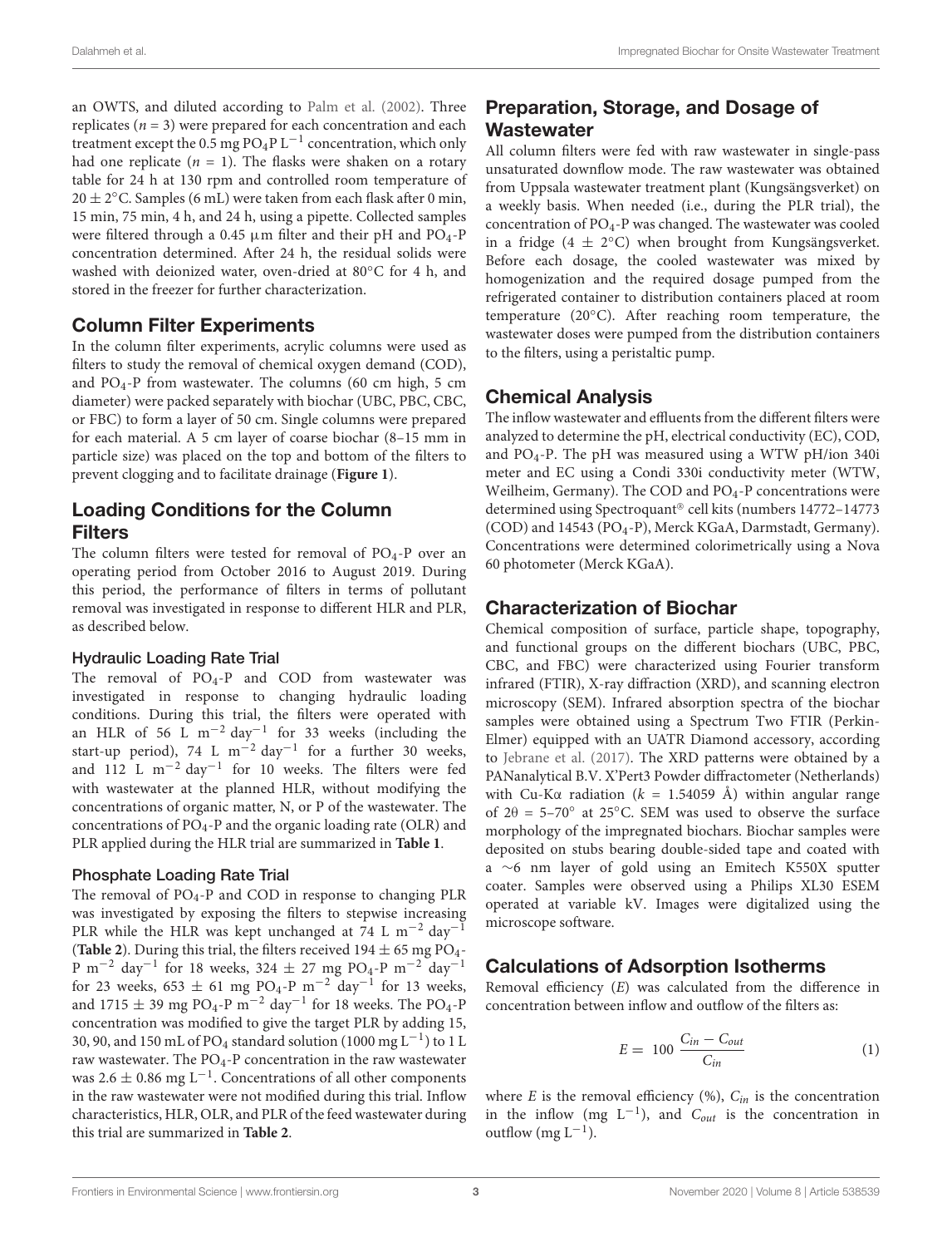an OWTS, and diluted according to Palm et al. (2002). Three replicates ($n = 3$) were prepared for each concentration and each treatment except the 0.5 mg $PO_4P$ $L^{-1}$ concentration, which only had one replicate ($n = 1$). The flasks were shaken on a rotary table for 24 h at 130 rpm and controlled room temperature of $20 \pm 2°C$. Samples (6 mL) were taken from each flask after 0 min, 15 min, 75 min, 4 h, and 24 h, using a pipette. Collected samples were filtered through a 0.45 μm filter and their pH and $PO_4$-P concentration determined. After 24 h, the residual solids were washed with deionized water, oven-dried at 80°C for 4 h, and stored in the freezer for further characterization.

## Column Filter Experiments

In the column filter experiments, acrylic columns were used as filters to study the removal of chemical oxygen demand (COD), and $PO_4$-P from wastewater. The columns (60 cm high, 5 cm diameter) were packed separately with biochar (UBC, PBC, CBC, or FBC) to form a layer of 50 cm. Single columns were prepared for each material. A 5 cm layer of coarse biochar (8–15 mm in particle size) was placed on the top and bottom of the filters to prevent clogging and to facilitate drainage (**Figure 1**).

## Loading Conditions for the Column Filters

The column filters were tested for removal of $PO_4$-P over an operating period from October 2016 to August 2019. During this period, the performance of filters in terms of pollutant removal was investigated in response to different HLR and PLR, as described below.

### Hydraulic Loading Rate Trial

The removal of $PO_4$-P and COD from wastewater was investigated in response to changing hydraulic loading conditions. During this trial, the filters were operated with an HLR of 56 L $m^{-2}$ $day^{-1}$ for 33 weeks (including the start-up period), 74 L $m^{-2}$ $day^{-1}$ for a further 30 weeks, and 112 L $m^{-2}$ $day^{-1}$ for 10 weeks. The filters were fed with wastewater at the planned HLR, without modifying the concentrations of organic matter, N, or P of the wastewater. The concentrations of $PO_4$-P and the organic loading rate (OLR) and PLR applied during the HLR trial are summarized in **Table 1**.

### Phosphate Loading Rate Trial

The removal of $PO_4$-P and COD in response to changing PLR was investigated by exposing the filters to stepwise increasing PLR while the HLR was kept unchanged at 74 L $m^{-2}$ $day^{-1}$ (**Table 2**). During this trial, the filters received $194 \pm 65$ mg $PO_4$-P $m^{-2}$ $day^{-1}$ for 18 weeks, $324 \pm 27$ mg $PO_4$-P $m^{-2}$ $day^{-1}$ for 23 weeks, $653 \pm 61$ mg $PO_4$-P $m^{-2}$ $day^{-1}$ for 13 weeks, and $1715 \pm 39$ mg $PO_4$-P $m^{-2}$ $day^{-1}$ for 18 weeks. The $PO_4$-P concentration was modified to give the target PLR by adding 15, 30, 90, and 150 mL of $PO_4$ standard solution (1000 mg $L^{-1}$) to 1 L raw wastewater. The $PO_4$-P concentration in the raw wastewater was $2.6 \pm 0.86$ mg $L^{-1}$. Concentrations of all other components in the raw wastewater were not modified during this trial. Inflow characteristics, HLR, OLR, and PLR of the feed wastewater during this trial are summarized in **Table 2**.

## Preparation, Storage, and Dosage of Wastewater

All column filters were fed with raw wastewater in single-pass unsaturated downflow mode. The raw wastewater was obtained from Uppsala wastewater treatment plant (Kungsängsverket) on a weekly basis. When needed (i.e., during the PLR trial), the concentration of $PO_4$-P was changed. The wastewater was cooled in a fridge ($4 \pm 2°C$) when brought from Kungsängsverket. Before each dosage, the cooled wastewater was mixed by homogenization and the required dosage pumped from the refrigerated container to distribution containers placed at room temperature (20°C). After reaching room temperature, the wastewater doses were pumped from the distribution containers to the filters, using a peristaltic pump.

## Chemical Analysis

The inflow wastewater and effluents from the different filters were analyzed to determine the pH, electrical conductivity (EC), COD, and $PO_4$-P. The pH was measured using a WTW pH/ion 340i meter and EC using a Condi 330i conductivity meter (WTW, Weilheim, Germany). The COD and $PO_4$-P concentrations were determined using Spectroquant® cell kits (numbers 14772–14773 (COD) and 14543 ($PO_4$-P), Merck KGaA, Darmstadt, Germany). Concentrations were determined colorimetrically using a Nova 60 photometer (Merck KGaA).

## Characterization of Biochar

Chemical composition of surface, particle shape, topography, and functional groups on the different biochars (UBC, PBC, CBC, and FBC) were characterized using Fourier transform infrared (FTIR), X-ray diffraction (XRD), and scanning electron microscopy (SEM). Infrared absorption spectra of the biochar samples were obtained using a Spectrum Two FTIR (Perkin-Elmer) equipped with an UATR Diamond accessory, according to Jebrane et al. (2017). The XRD patterns were obtained by a PANanalytical B.V. X'Pert3 Powder diffractometer (Netherlands) with Cu-Kα radiation ($k = 1.54059$ Å) within angular range of $2\theta = 5$–$70°$ at 25°C. SEM was used to observe the surface morphology of the impregnated biochars. Biochar samples were deposited on stubs bearing double-sided tape and coated with a ∼6 nm layer of gold using an Emitech K550X sputter coater. Samples were observed using a Philips XL30 ESEM operated at variable kV. Images were digitalized using the microscope software.

## Calculations of Adsorption Isotherms

Removal efficiency ($E$) was calculated from the difference in concentration between inflow and outflow of the filters as:

$$E = 100 \frac{C_{in} - C_{out}}{C_{in}} \tag{1}$$

where $E$ is the removal efficiency (%), $C_{in}$ is the concentration in the inflow (mg $L^{-1}$), and $C_{out}$ is the concentration in outflow (mg $L^{-1}$).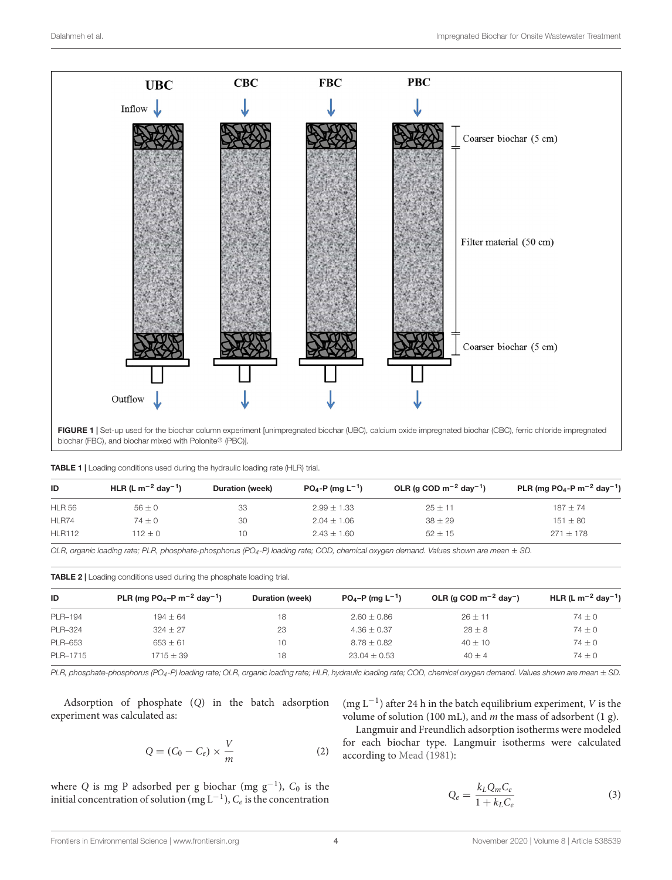UBC CBC FBC PBC

Inflow

Coarser biochar (5 cm)

Filter material (50 cm)

Coarser biochar (5 cm)

Outflow

**FIGURE 1** | Set-up used for the biochar column experiment [unimpregnated biochar (UBC), calcium oxide impregnated biochar (CBC), ferric chloride impregnated biochar (FBC), and biochar mixed with Polonite® (PBC)].

**TABLE 1** | Loading conditions used during the hydraulic loading rate (HLR) trial.

| ID | HLR (L $m^{-2}$ $day^{-1}$) | Duration (week) | $PO_4$-P (mg $L^{-1}$) | OLR (g COD $m^{-2}$ $day^{-1}$) | PLR (mg $PO_4$-P $m^{-2}$ $day^{-1}$) |
|---|---|---|---|---|---|
| HLR 56 | 56 ± 0 | 33 | 2.99 ± 1.33 | 25 ± 11 | 187 ± 74 |
| HLR74 | 74 ± 0 | 30 | 2.04 ± 1.06 | 38 ± 29 | 151 ± 80 |
| HLR112 | 112 ± 0 | 10 | 2.43 ± 1.60 | 52 ± 15 | 271 ± 178 |

*OLR, organic loading rate; PLR, phosphate-phosphorus ($PO_4$-P) loading rate; COD, chemical oxygen demand. Values shown are mean ± SD.*

**TABLE 2** | Loading conditions used during the phosphate loading trial.

| ID | PLR (mg $PO_4$–P $m^{-2}$ $day^{-1}$) | Duration (week) | $PO_4$–P (mg $L^{-1}$) | OLR (g COD $m^{-2}$ $day^{-}$) | HLR (L $m^{-2}$ $day^{-1}$) |
|---|---|---|---|---|---|
| PLR–194 | 194 ± 64 | 18 | 2.60 ± 0.86 | 26 ± 11 | 74 ± 0 |
| PLR–324 | 324 ± 27 | 23 | 4.36 ± 0.37 | 28 ± 8 | 74 ± 0 |
| PLR–653 | 653 ± 61 | 10 | 8.78 ± 0.82 | 40 ± 10 | 74 ± 0 |
| PLR–1715 | 1715 ± 39 | 18 | 23.04 ± 0.53 | 40 ± 4 | 74 ± 0 |

*PLR, phosphate-phosphorus ($PO_4$-P) loading rate; OLR, organic loading rate; HLR, hydraulic loading rate; COD, chemical oxygen demand. Values shown are mean ± SD.*

Adsorption of phosphate ($Q$) in the batch adsorption experiment was calculated as:

$$Q = (C_0 - C_e) \times \frac{V}{m} \tag{2}$$

where $Q$ is mg P adsorbed per g biochar (mg $g^{-1}$), $C_0$ is the initial concentration of solution (mg $L^{-1}$), $C_e$ is the concentration (mg $L^{-1}$) after 24 h in the batch equilibrium experiment, $V$ is the volume of solution (100 mL), and $m$ the mass of adsorbent (1 g).

Langmuir and Freundlich adsorption isotherms were modeled for each biochar type. Langmuir isotherms were calculated according to Mead (1981):

$$Q_e = \frac{k_L Q_m C_e}{1 + k_L C_e} \tag{3}$$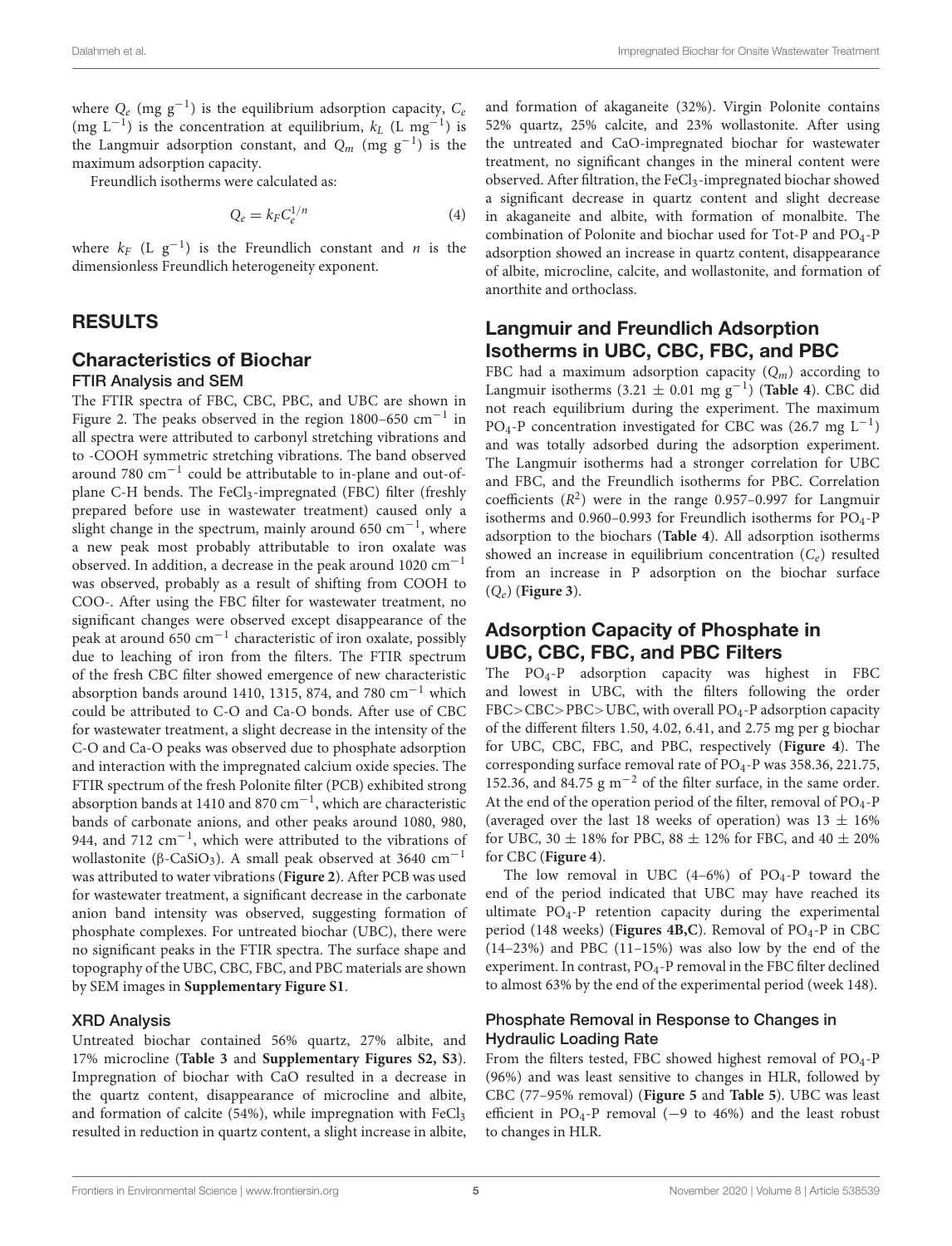where $Q_e$ (mg g$^{-1}$) is the equilibrium adsorption capacity, $C_e$ (mg L$^{-1}$) is the concentration at equilibrium, $k_L$ (L mg$^{-1}$) is the Langmuir adsorption constant, and $Q_m$ (mg g$^{-1}$) is the maximum adsorption capacity.

Freundlich isotherms were calculated as:

$$Q_e = k_F C_e^{1/n} \tag{4}$$

where $k_F$ (L g$^{-1}$) is the Freundlich constant and $n$ is the dimensionless Freundlich heterogeneity exponent.

# RESULTS

## Characteristics of Biochar

### FTIR Analysis and SEM

The FTIR spectra of FBC, CBC, PBC, and UBC are shown in Figure 2. The peaks observed in the region 1800–650 cm$^{-1}$ in all spectra were attributed to carbonyl stretching vibrations and to -COOH symmetric stretching vibrations. The band observed around 780 cm$^{-1}$ could be attributable to in-plane and out-of-plane C-H bends. The $FeCl_3$-impregnated (FBC) filter (freshly prepared before use in wastewater treatment) caused only a slight change in the spectrum, mainly around 650 cm$^{-1}$, where a new peak most probably attributable to iron oxalate was observed. In addition, a decrease in the peak around 1020 cm$^{-1}$ was observed, probably as a result of shifting from COOH to COO-. After using the FBC filter for wastewater treatment, no significant changes were observed except disappearance of the peak at around 650 cm$^{-1}$ characteristic of iron oxalate, possibly due to leaching of iron from the filters. The FTIR spectrum of the fresh CBC filter showed emergence of new characteristic absorption bands around 1410, 1315, 874, and 780 cm$^{-1}$ which could be attributed to C-O and Ca-O bonds. After use of CBC for wastewater treatment, a slight decrease in the intensity of the C-O and Ca-O peaks was observed due to phosphate adsorption and interaction with the impregnated calcium oxide species. The FTIR spectrum of the fresh Polonite filter (PCB) exhibited strong absorption bands at 1410 and 870 cm$^{-1}$, which are characteristic bands of carbonate anions, and other peaks around 1080, 980, 944, and 712 cm$^{-1}$, which were attributed to the vibrations of wollastonite (β-$CaSiO_3$). A small peak observed at 3640 cm$^{-1}$ was attributed to water vibrations (**Figure 2**). After PCB was used for wastewater treatment, a significant decrease in the carbonate anion band intensity was observed, suggesting formation of phosphate complexes. For untreated biochar (UBC), there were no significant peaks in the FTIR spectra. The surface shape and topography of the UBC, CBC, FBC, and PBC materials are shown by SEM images in **Supplementary Figure S1**.

### XRD Analysis

Untreated biochar contained 56% quartz, 27% albite, and 17% microcline (**Table 3** and **Supplementary Figures S2, S3**). Impregnation of biochar with CaO resulted in a decrease in the quartz content, disappearance of microcline and albite, and formation of calcite (54%), while impregnation with $FeCl_3$ resulted in reduction in quartz content, a slight increase in albite, and formation of akaganeite (32%). Virgin Polonite contains 52% quartz, 25% calcite, and 23% wollastonite. After using the untreated and CaO-impregnated biochar for wastewater treatment, no significant changes in the mineral content were observed. After filtration, the $FeCl_3$-impregnated biochar showed a significant decrease in quartz content and slight decrease in akaganeite and albite, with formation of monalbite. The combination of Polonite and biochar used for Tot-P and $PO_4$-P adsorption showed an increase in quartz content, disappearance of albite, microcline, calcite, and wollastonite, and formation of anorthite and orthoclass.

## Langmuir and Freundlich Adsorption Isotherms in UBC, CBC, FBC, and PBC

FBC had a maximum adsorption capacity ($Q_m$) according to Langmuir isotherms (3.21 ± 0.01 mg g$^{-1}$) (**Table 4**). CBC did not reach equilibrium during the experiment. The maximum $PO_4$-P concentration investigated for CBC was (26.7 mg L$^{-1}$) and was totally adsorbed during the adsorption experiment. The Langmuir isotherms had a stronger correlation for UBC and FBC, and the Freundlich isotherms for PBC. Correlation coefficients ($R^2$) were in the range 0.957–0.997 for Langmuir isotherms and 0.960–0.993 for Freundlich isotherms for $PO_4$-P adsorption to the biochars (**Table 4**). All adsorption isotherms showed an increase in equilibrium concentration ($C_e$) resulted from an increase in P adsorption on the biochar surface ($Q_e$) (**Figure 3**).

## Adsorption Capacity of Phosphate in UBC, CBC, FBC, and PBC Filters

The $PO_4$-P adsorption capacity was highest in FBC and lowest in UBC, with the filters following the order FBC>CBC>PBC>UBC, with overall $PO_4$-P adsorption capacity of the different filters 1.50, 4.02, 6.41, and 2.75 mg per g biochar for UBC, CBC, FBC, and PBC, respectively (**Figure 4**). The corresponding surface removal rate of $PO_4$-P was 358.36, 221.75, 152.36, and 84.75 g m$^{-2}$ of the filter surface, in the same order. At the end of the operation period of the filter, removal of $PO_4$-P (averaged over the last 18 weeks of operation) was 13 ± 16% for UBC, 30 ± 18% for PBC, 88 ± 12% for FBC, and 40 ± 20% for CBC (**Figure 4**).

The low removal in UBC (4–6%) of $PO_4$-P toward the end of the period indicated that UBC may have reached its ultimate $PO_4$-P retention capacity during the experimental period (148 weeks) (**Figures 4B,C**). Removal of $PO_4$-P in CBC (14–23%) and PBC (11–15%) was also low by the end of the experiment. In contrast, $PO_4$-P removal in the FBC filter declined to almost 63% by the end of the experimental period (week 148).

### Phosphate Removal in Response to Changes in Hydraulic Loading Rate

From the filters tested, FBC showed highest removal of $PO_4$-P (96%) and was least sensitive to changes in HLR, followed by CBC (77–95% removal) (**Figure 5** and **Table 5**). UBC was least efficient in $PO_4$-P removal (−9 to 46%) and the least robust to changes in HLR.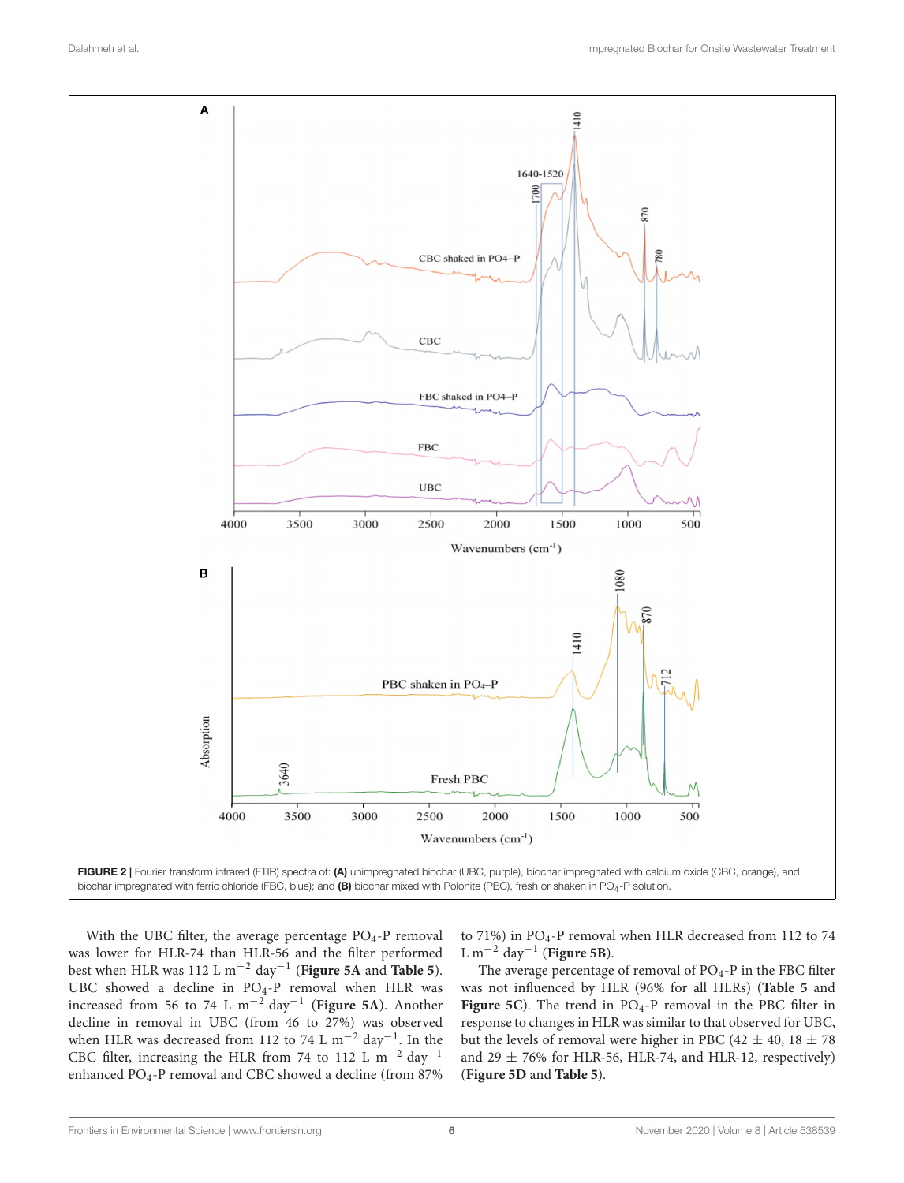FIGURE 2 | Fourier transform infrared (FTIR) spectra of: **(A)** unimpregnated biochar (UBC, purple), biochar impregnated with calcium oxide (CBC, orange), and biochar impregnated with ferric chloride (FBC, blue); and **(B)** biochar mixed with Polonite (PBC), fresh or shaken in $PO_4$-P solution.

With the UBC filter, the average percentage $PO_4$-P removal was lower for HLR-74 than HLR-56 and the filter performed best when HLR was 112 L $m^{-2}$ $day^{-1}$ (**Figure 5A** and **Table 5**). UBC showed a decline in $PO_4$-P removal when HLR was increased from 56 to 74 L $m^{-2}$ $day^{-1}$ (**Figure 5A**). Another decline in removal in UBC (from 46 to 27%) was observed when HLR was decreased from 112 to 74 L $m^{-2}$ $day^{-1}$. In the CBC filter, increasing the HLR from 74 to 112 L $m^{-2}$ $day^{-1}$ enhanced $PO_4$-P removal and CBC showed a decline (from 87% to 71%) in $PO_4$-P removal when HLR decreased from 112 to 74 L $m^{-2}$ $day^{-1}$ (**Figure 5B**).

The average percentage of removal of $PO_4$-P in the FBC filter was not influenced by HLR (96% for all HLRs) (**Table 5** and **Figure 5C**). The trend in $PO_4$-P removal in the PBC filter in response to changes in HLR was similar to that observed for UBC, but the levels of removal were higher in PBC (42 ± 40, 18 ± 78 and 29 ± 76% for HLR-56, HLR-74, and HLR-12, respectively) (**Figure 5D** and **Table 5**).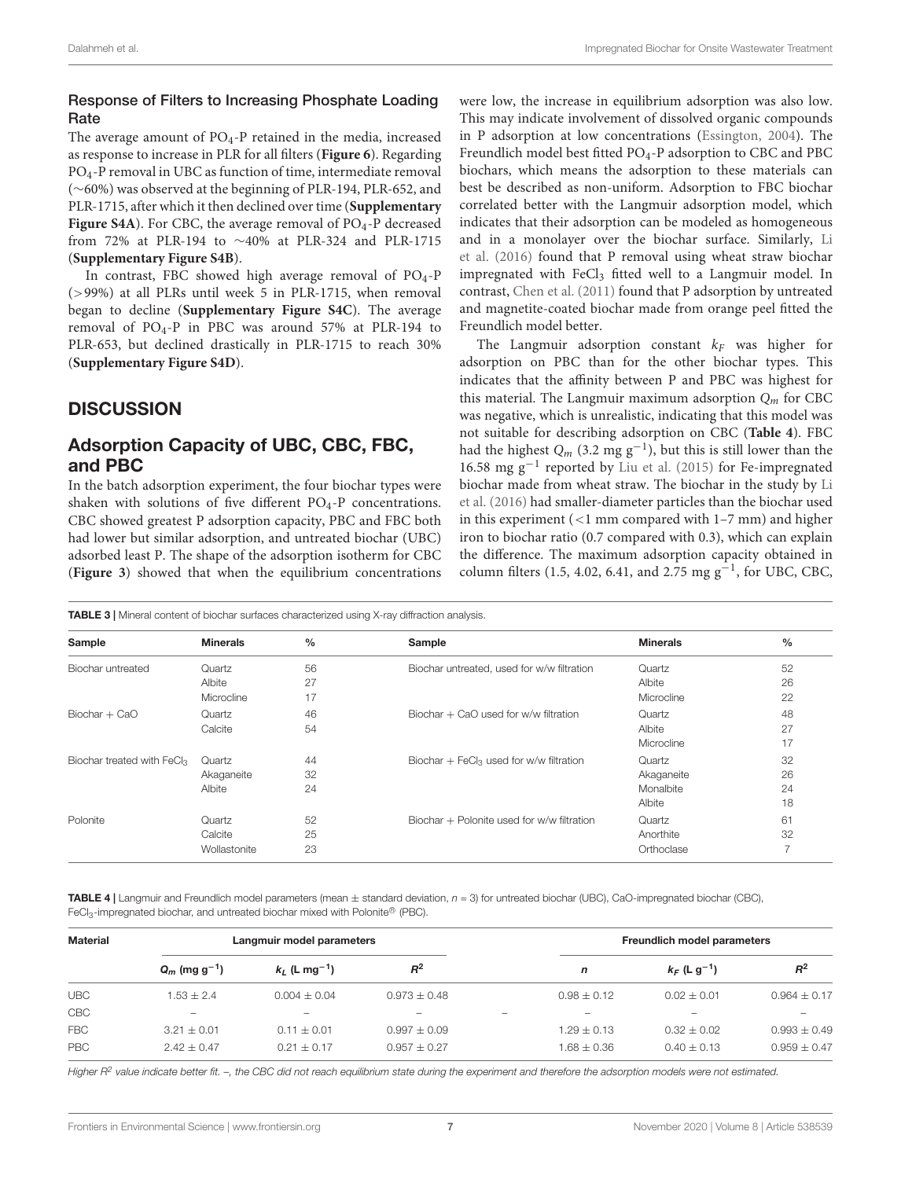### Response of Filters to Increasing Phosphate Loading Rate

The average amount of $PO_4$-P retained in the media, increased as response to increase in PLR for all filters (**Figure 6**). Regarding $PO_4$-P removal in UBC as function of time, intermediate removal (~60%) was observed at the beginning of PLR-194, PLR-652, and PLR-1715, after which it then declined over time (**Supplementary Figure S4A**). For CBC, the average removal of $PO_4$-P decreased from 72% at PLR-194 to ~40% at PLR-324 and PLR-1715 (**Supplementary Figure S4B**).

In contrast, FBC showed high average removal of $PO_4$-P (>99%) at all PLRs until week 5 in PLR-1715, when removal began to decline (**Supplementary Figure S4C**). The average removal of $PO_4$-P in PBC was around 57% at PLR-194 to PLR-653, but declined drastically in PLR-1715 to reach 30% (**Supplementary Figure S4D**).

## DISCUSSION

### Adsorption Capacity of UBC, CBC, FBC, and PBC

In the batch adsorption experiment, the four biochar types were shaken with solutions of five different $PO_4$-P concentrations. CBC showed greatest P adsorption capacity, PBC and FBC both had lower but similar adsorption, and untreated biochar (UBC) adsorbed least P. The shape of the adsorption isotherm for CBC (**Figure 3**) showed that when the equilibrium concentrations were low, the increase in equilibrium adsorption was also low. This may indicate involvement of dissolved organic compounds in P adsorption at low concentrations (Essington, 2004). The Freundlich model best fitted $PO_4$-P adsorption to CBC and PBC biochars, which means the adsorption to these materials can best be described as non-uniform. Adsorption to FBC biochar correlated better with the Langmuir adsorption model, which indicates that their adsorption can be modeled as homogeneous and in a monolayer over the biochar surface. Similarly, Li et al. (2016) found that P removal using wheat straw biochar impregnated with $FeCl_3$ fitted well to a Langmuir model. In contrast, Chen et al. (2011) found that P adsorption by untreated and magnetite-coated biochar made from orange peel fitted the Freundlich model better.

The Langmuir adsorption constant $k_F$ was higher for adsorption on PBC than for the other biochar types. This indicates that the affinity between P and PBC was highest for this material. The Langmuir maximum adsorption $Q_m$ for CBC was negative, which is unrealistic, indicating that this model was not suitable for describing adsorption on CBC (**Table 4**). FBC had the highest $Q_m$ (3.2 mg $g^{-1}$), but this is still lower than the 16.58 mg $g^{-1}$ reported by Liu et al. (2015) for Fe-impregnated biochar made from wheat straw. The biochar in the study by Li et al. (2016) had smaller-diameter particles than the biochar used in this experiment (<1 mm compared with 1–7 mm) and higher iron to biochar ratio (0.7 compared with 0.3), which can explain the difference. The maximum adsorption capacity obtained in column filters (1.5, 4.02, 6.41, and 2.75 mg $g^{-1}$, for UBC, CBC,

**TABLE 3 |** Mineral content of biochar surfaces characterized using X-ray diffraction analysis.

| Sample | Minerals | % | Sample | Minerals | % |
|---|---|---|---|---|---|
| Biochar untreated | Quartz | 56 | Biochar untreated, used for w/w filtration | Quartz | 52 |
| | Albite | 27 | | Albite | 26 |
| | Microcline | 17 | | Microcline | 22 |
| Biochar + CaO | Quartz | 46 | Biochar + CaO used for w/w filtration | Quartz | 48 |
| | Calcite | 54 | | Albite | 27 |
| | | | | Microcline | 17 |
| Biochar treated with $FeCl_3$ | Quartz | 44 | Biochar + $FeCl_3$ used for w/w filtration | Quartz | 32 |
| | Akaganeite | 32 | | Akaganeite | 26 |
| | Albite | 24 | | Monalbite | 24 |
| | | | | Albite | 18 |
| Polonite | Quartz | 52 | Biochar + Polonite used for w/w filtration | Quartz | 61 |
| | Calcite | 25 | | Anorthite | 32 |
| | Wollastonite | 23 | | Orthoclase | 7 |

**TABLE 4 |** Langmuir and Freundlich model parameters (mean ± standard deviation, $n$ = 3) for untreated biochar (UBC), CaO-impregnated biochar (CBC), $FeCl_3$-impregnated biochar, and untreated biochar mixed with Polonite® (PBC).

| Material | Langmuir model parameters | | | Freundlich model parameters | | |
|---|---|---|---|---|---|---|
| | $Q_m$ (mg $g^{-1}$) | $k_L$ (L $mg^{-1}$) | $R^2$ | $n$ | $k_F$ (L $g^{-1}$) | $R^2$ |
| UBC | 1.53 ± 2.4 | 0.004 ± 0.04 | 0.973 ± 0.48 | 0.98 ± 0.12 | 0.02 ± 0.01 | 0.964 ± 0.17 |
| CBC | – | – | – | – | – | – |
| FBC | 3.21 ± 0.01 | 0.11 ± 0.01 | 0.997 ± 0.09 | 1.29 ± 0.13 | 0.32 ± 0.02 | 0.993 ± 0.49 |
| PBC | 2.42 ± 0.47 | 0.21 ± 0.17 | 0.957 ± 0.27 | 1.68 ± 0.36 | 0.40 ± 0.13 | 0.959 ± 0.47 |

*Higher $R^2$ value indicate better fit. –, the CBC did not reach equilibrium state during the experiment and therefore the adsorption models were not estimated.*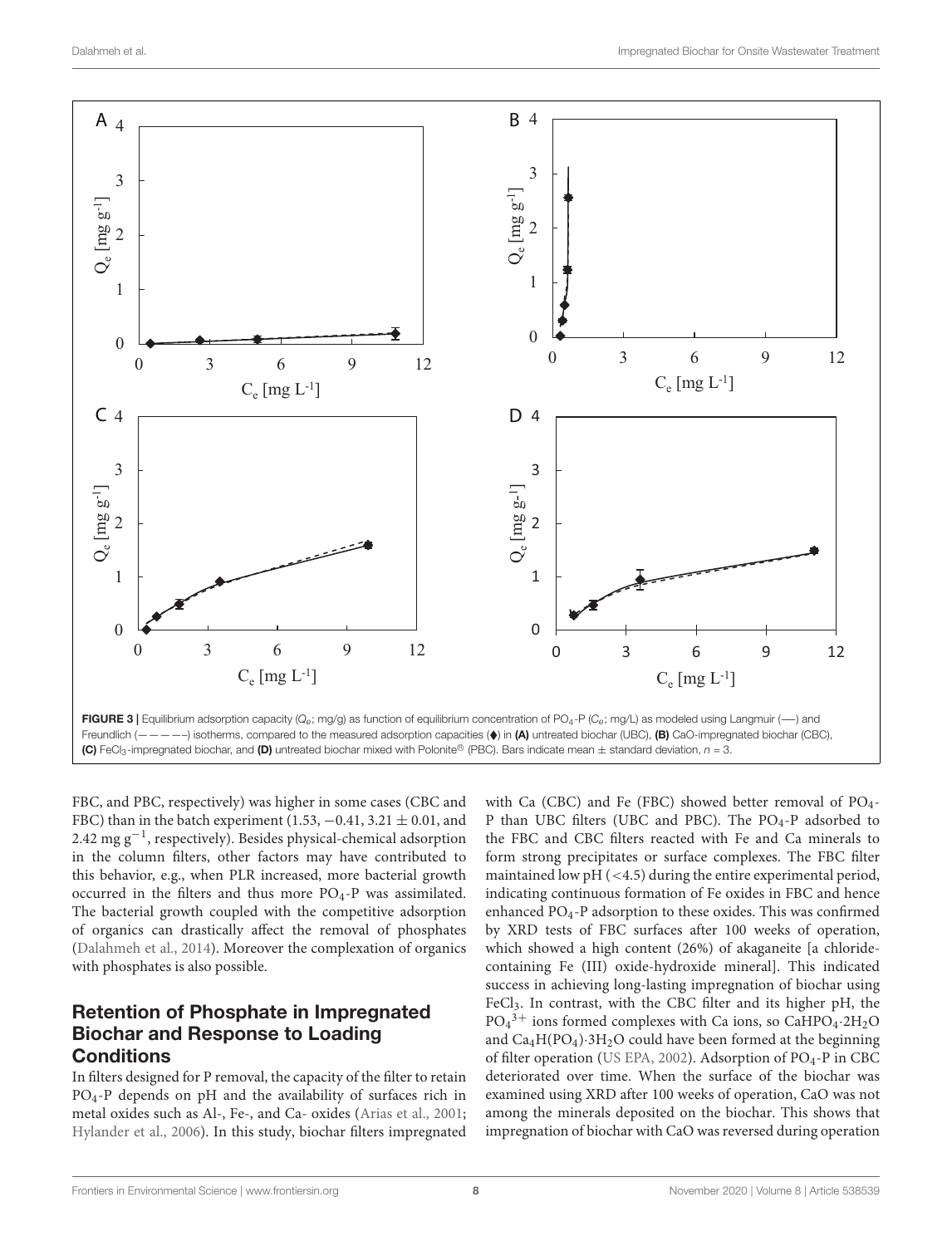FIGURE 3 | Equilibrium adsorption capacity ($Q_e$; mg/g) as function of equilibrium concentration of $PO_4$-P ($C_e$; mg/L) as modeled using Langmuir (—) and Freundlich (– – – – –) isotherms, compared to the measured adsorption capacities (♦) in **(A)** untreated biochar (UBC), **(B)** CaO-impregnated biochar (CBC), **(C)** $FeCl_3$-impregnated biochar, and **(D)** untreated biochar mixed with Polonite® (PBC). Bars indicate mean ± standard deviation, $n = 3$.

FBC, and PBC, respectively) was higher in some cases (CBC and FBC) than in the batch experiment (1.53, −0.41, 3.21 ± 0.01, and 2.42 mg $g^{-1}$, respectively). Besides physical-chemical adsorption in the column filters, other factors may have contributed to this behavior, e.g., when PLR increased, more bacterial growth occurred in the filters and thus more $PO_4$-P was assimilated. The bacterial growth coupled with the competitive adsorption of organics can drastically affect the removal of phosphates (Dalahmeh et al., 2014). Moreover the complexation of organics with phosphates is also possible.

## Retention of Phosphate in Impregnated Biochar and Response to Loading Conditions

In filters designed for P removal, the capacity of the filter to retain $PO_4$-P depends on pH and the availability of surfaces rich in metal oxides such as Al-, Fe-, and Ca- oxides (Arias et al., 2001; Hylander et al., 2006). In this study, biochar filters impregnated with Ca (CBC) and Fe (FBC) showed better removal of $PO_4$-P than UBC filters (UBC and PBC). The $PO_4$-P adsorbed to the FBC and CBC filters reacted with Fe and Ca minerals to form strong precipitates or surface complexes. The FBC filter maintained low pH (<4.5) during the entire experimental period, indicating continuous formation of Fe oxides in FBC and hence enhanced $PO_4$-P adsorption to these oxides. This was confirmed by XRD tests of FBC surfaces after 100 weeks of operation, which showed a high content (26%) of akaganeite [a chloride-containing Fe (III) oxide-hydroxide mineral]. This indicated success in achieving long-lasting impregnation of biochar using $FeCl_3$. In contrast, with the CBC filter and its higher pH, the $PO_4^{3+}$ ions formed complexes with Ca ions, so $CaHPO_4 \cdot 2H_2O$ and $Ca_4H(PO_4) \cdot 3H_2O$ could have been formed at the beginning of filter operation (US EPA, 2002). Adsorption of $PO_4$-P in CBC deteriorated over time. When the surface of the biochar was examined using XRD after 100 weeks of operation, CaO was not among the minerals deposited on the biochar. This shows that impregnation of biochar with CaO was reversed during operation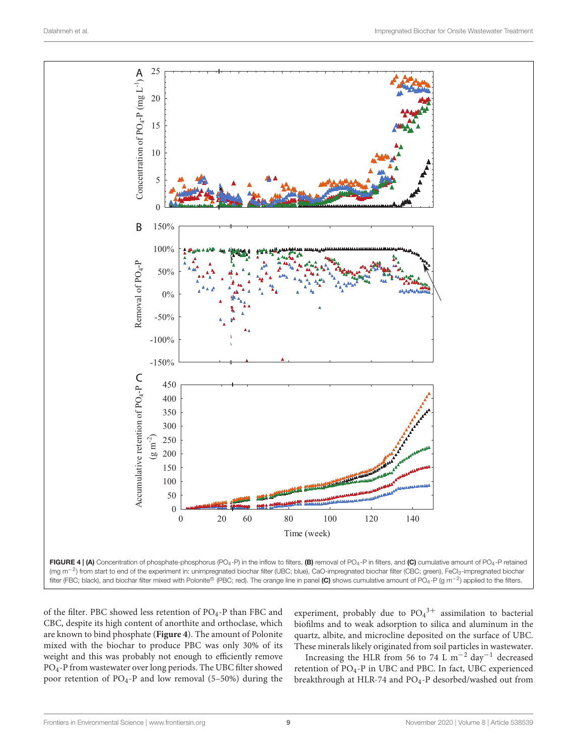FIGURE 4 | **(A)** Concentration of phosphate-phosphorus ($PO_4$-P) in the inflow to filters, **(B)** removal of $PO_4$-P in filters, and **(C)** cumulative amount of $PO_4$-P retained (mg $m^{-2}$) from start to end of the experiment in: unimpregnated biochar filter (UBC; blue), CaO-impregnated biochar filter (CBC; green), $FeCl_3$-impregnated biochar filter (FBC; black), and biochar filter mixed with Polonite® (PBC; red). The orange line in panel **(C)** shows cumulative amount of $PO_4$-P (g $m^{-2}$) applied to the filters.

of the filter. PBC showed less retention of $PO_4$-P than FBC and CBC, despite its high content of anorthite and orthoclase, which are known to bind phosphate (**Figure 4**). The amount of Polonite mixed with the biochar to produce PBC was only 30% of its weight and this was probably not enough to efficiently remove $PO_4$-P from wastewater over long periods. The UBC filter showed poor retention of $PO_4$-P and low removal (5–50%) during the experiment, probably due to $PO_4^{3+}$ assimilation to bacterial biofilms and to weak adsorption to silica and aluminum in the quartz, albite, and microcline deposited on the surface of UBC. These minerals likely originated from soil particles in wastewater.

Increasing the HLR from 56 to 74 L $m^{-2}$ $day^{-1}$ decreased retention of $PO_4$-P in UBC and PBC. In fact, UBC experienced breakthrough at HLR-74 and $PO_4$-P desorbed/washed out from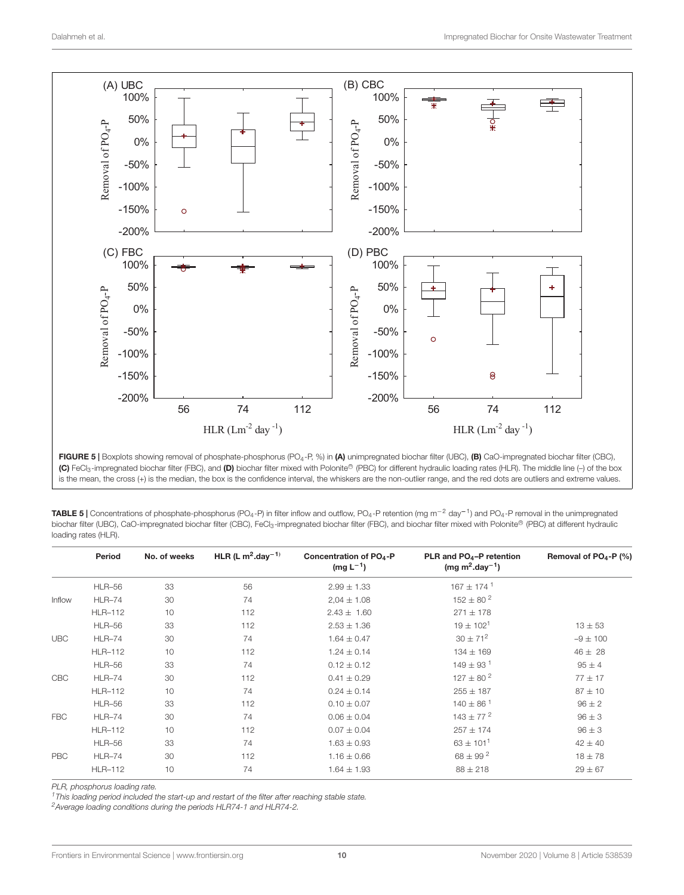FIGURE 5 | Boxplots showing removal of phosphate-phosphorus ($PO_4$-P, %) in **(A)** unimpregnated biochar filter (UBC), **(B)** CaO-impregnated biochar filter (CBC), **(C)** $FeCl_3$-impregnated biochar filter (FBC), and **(D)** biochar filter mixed with Polonite® (PBC) for different hydraulic loading rates (HLR). The middle line (–) of the box is the mean, the cross (+) is the median, the box is the confidence interval, the whiskers are the non-outlier range, and the red dots are outliers and extreme values.

**TABLE 5** | Concentrations of phosphate-phosphorus ($PO_4$-P) in filter inflow and outflow, $PO_4$-P retention (mg $m^{-2}$ $day^{-1}$) and $PO_4$-P removal in the unimpregnated biochar filter (UBC), CaO-impregnated biochar filter (CBC), $FeCl_3$-impregnated biochar filter (FBC), and biochar filter mixed with Polonite® (PBC) at different hydraulic loading rates (HLR).

| | Period | No. of weeks | HLR (L $m^2$.$day^{-1)}$ | Concentration of $PO_4$-P (mg $L^{-1}$) | PLR and $PO_4$–P retention (mg $m^2$.$day^{-1}$) | Removal of $PO_4$-P (%) |
|---|---|---|---|---|---|---|
| Inflow | HLR–56 | 33 | 56 | 2.99 ± 1.33 | 167 ± 174 [1] | |
| | HLR–74 | 30 | 74 | 2,04 ± 1.08 | 152 ± 80 [2] | |
| | HLR–112 | 10 | 112 | 2.43 ± 1.60 | 271 ± 178 | |
| UBC | HLR–56 | 33 | 112 | 2.53 ± 1.36 | 19 ± 102[1] | 13 ± 53 |
| | HLR–74 | 30 | 74 | 1.64 ± 0.47 | 30 ± 71[2] | −9 ± 100 |
| | HLR–112 | 10 | 112 | 1.24 ± 0.14 | 134 ± 169 | 46 ± 28 |
| CBC | HLR–56 | 33 | 74 | 0.12 ± 0.12 | 149 ± 93 [1] | 95 ± 4 |
| | HLR–74 | 30 | 112 | 0.41 ± 0.29 | 127 ± 80 [2] | 77 ± 17 |
| | HLR–112 | 10 | 74 | 0.24 ± 0.14 | 255 ± 187 | 87 ± 10 |
| FBC | HLR–56 | 33 | 112 | 0.10 ± 0.07 | 140 ± 86 [1] | 96 ± 2 |
| | HLR–74 | 30 | 74 | 0.06 ± 0.04 | 143 ± 77 [2] | 96 ± 3 |
| | HLR–112 | 10 | 112 | 0.07 ± 0.04 | 257 ± 174 | 96 ± 3 |
| PBC | HLR–56 | 33 | 74 | 1.63 ± 0.93 | 63 ± 101[1] | 42 ± 40 |
| | HLR–74 | 30 | 112 | 1.16 ± 0.66 | 68 ± 99 [2] | 18 ± 78 |
| | HLR–112 | 10 | 74 | 1.64 ± 1.93 | 88 ± 218 | 29 ± 67 |

*PLR, phosphorus loading rate.*

*[1]This loading period included the start-up and restart of the filter after reaching stable state.*

*[2]Average loading conditions during the periods HLR74-1 and HLR74-2.*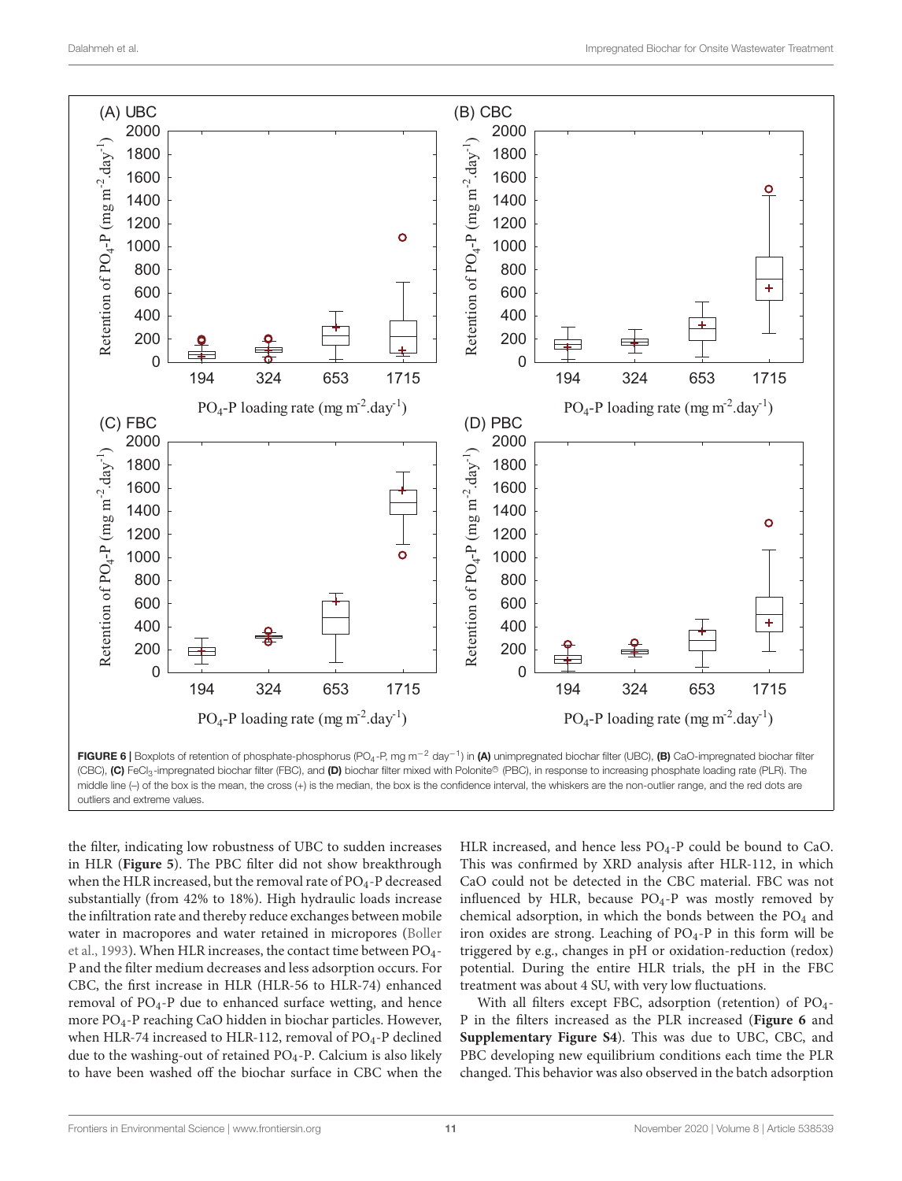FIGURE 6 | Boxplots of retention of phosphate-phosphorus ($PO_4$-P, mg $m^{-2}$ $day^{-1}$) in **(A)** unimpregnated biochar filter (UBC), **(B)** CaO-impregnated biochar filter (CBC), **(C)** $FeCl_3$-impregnated biochar filter (FBC), and **(D)** biochar filter mixed with Polonite® (PBC), in response to increasing phosphate loading rate (PLR). The middle line (–) of the box is the mean, the cross (+) is the median, the box is the confidence interval, the whiskers are the non-outlier range, and the red dots are outliers and extreme values.

the filter, indicating low robustness of UBC to sudden increases in HLR (**Figure 5**). The PBC filter did not show breakthrough when the HLR increased, but the removal rate of $PO_4$-P decreased substantially (from 42% to 18%). High hydraulic loads increase the infiltration rate and thereby reduce exchanges between mobile water in macropores and water retained in micropores (Boller et al., 1993). When HLR increases, the contact time between $PO_4$-P and the filter medium decreases and less adsorption occurs. For CBC, the first increase in HLR (HLR-56 to HLR-74) enhanced removal of $PO_4$-P due to enhanced surface wetting, and hence more $PO_4$-P reaching CaO hidden in biochar particles. However, when HLR-74 increased to HLR-112, removal of $PO_4$-P declined due to the washing-out of retained $PO_4$-P. Calcium is also likely to have been washed off the biochar surface in CBC when the HLR increased, and hence less $PO_4$-P could be bound to CaO. This was confirmed by XRD analysis after HLR-112, in which CaO could not be detected in the CBC material. FBC was not influenced by HLR, because $PO_4$-P was mostly removed by chemical adsorption, in which the bonds between the $PO_4$ and iron oxides are strong. Leaching of $PO_4$-P in this form will be triggered by e.g., changes in pH or oxidation-reduction (redox) potential. During the entire HLR trials, the pH in the FBC treatment was about 4 SU, with very low fluctuations.

With all filters except FBC, adsorption (retention) of $PO_4$-P in the filters increased as the PLR increased (**Figure 6** and **Supplementary Figure S4**). This was due to UBC, CBC, and PBC developing new equilibrium conditions each time the PLR changed. This behavior was also observed in the batch adsorption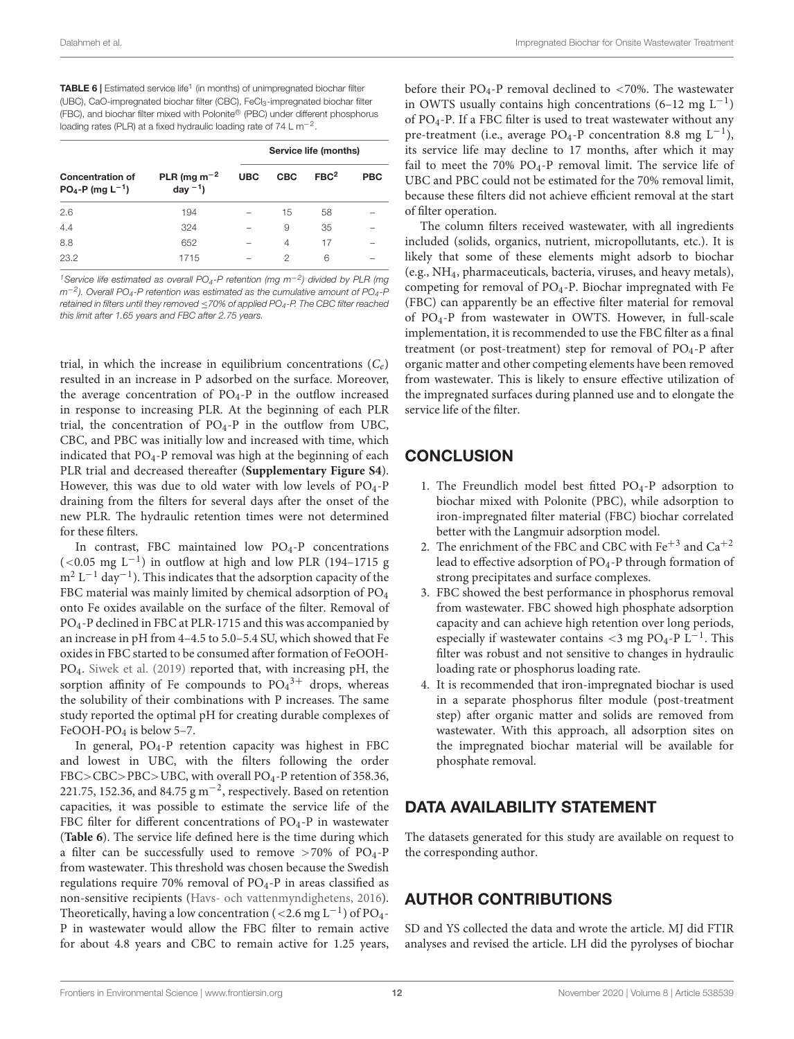**TABLE 6 |** Estimated service life[1] (in months) of unimpregnated biochar filter (UBC), CaO-impregnated biochar filter (CBC), $FeCl_3$-impregnated biochar filter (FBC), and biochar filter mixed with Polonite® (PBC) under different phosphorus loading rates (PLR) at a fixed hydraulic loading rate of 74 L $m^{-2}$.

| Concentration of $PO_4$-P (mg $L^{-1}$) | PLR (mg $m^{-2}$ $day^{-1}$) | Service life (months) | | | |
|---|---|---|---|---|---|
| | | UBC | CBC | FBC[2] | PBC |
| 2.6 | 194 | – | 15 | 58 | – |
| 4.4 | 324 | – | 9 | 35 | – |
| 8.8 | 652 | – | 4 | 17 | – |
| 23.2 | 1715 | – | 2 | 6 | – |

[1]*Service life estimated as overall $PO_4$-P retention (mg $m^{-2}$) divided by PLR (mg $m^{-2}$). Overall $PO_4$-P retention was estimated as the cumulative amount of $PO_4$-P retained in filters until they removed ≤70% of applied $PO_4$-P. The CBC filter reached this limit after 1.65 years and FBC after 2.75 years.*

trial, in which the increase in equilibrium concentrations ($C_e$) resulted in an increase in P adsorbed on the surface. Moreover, the average concentration of $PO_4$-P in the outflow increased in response to increasing PLR. At the beginning of each PLR trial, the concentration of $PO_4$-P in the outflow from UBC, CBC, and PBC was initially low and increased with time, which indicated that $PO_4$-P removal was high at the beginning of each PLR trial and decreased thereafter (**Supplementary Figure S4**). However, this was due to old water with low levels of $PO_4$-P draining from the filters for several days after the onset of the new PLR. The hydraulic retention times were not determined for these filters.

In contrast, FBC maintained low $PO_4$-P concentrations (<0.05 mg $L^{-1}$) in outflow at high and low PLR (194–1715 g $m^2$ $L^{-1}$ $day^{-1}$). This indicates that the adsorption capacity of the FBC material was mainly limited by chemical adsorption of $PO_4$ onto Fe oxides available on the surface of the filter. Removal of $PO_4$-P declined in FBC at PLR-1715 and this was accompanied by an increase in pH from 4–4.5 to 5.0–5.4 SU, which showed that Fe oxides in FBC started to be consumed after formation of FeOOH-$PO_4$. Siwek et al. (2019) reported that, with increasing pH, the sorption affinity of Fe compounds to $PO_4^{3+}$ drops, whereas the solubility of their combinations with P increases. The same study reported the optimal pH for creating durable complexes of FeOOH-$PO_4$ is below 5–7.

In general, $PO_4$-P retention capacity was highest in FBC and lowest in UBC, with the filters following the order FBC>CBC>PBC>UBC, with overall $PO_4$-P retention of 358.36, 221.75, 152.36, and 84.75 g $m^{-2}$, respectively. Based on retention capacities, it was possible to estimate the service life of the FBC filter for different concentrations of $PO_4$-P in wastewater (**Table 6**). The service life defined here is the time during which a filter can be successfully used to remove >70% of $PO_4$-P from wastewater. This threshold was chosen because the Swedish regulations require 70% removal of $PO_4$-P in areas classified as non-sensitive recipients (Havs- och vattenmyndighetens, 2016). Theoretically, having a low concentration (<2.6 mg $L^{-1}$) of $PO_4$-P in wastewater would allow the FBC filter to remain active for about 4.8 years and CBC to remain active for 1.25 years, before their $PO_4$-P removal declined to <70%. The wastewater in OWTS usually contains high concentrations (6–12 mg $L^{-1}$) of $PO_4$-P. If a FBC filter is used to treat wastewater without any pre-treatment (i.e., average $PO_4$-P concentration 8.8 mg $L^{-1}$), its service life may decline to 17 months, after which it may fail to meet the 70% $PO_4$-P removal limit. The service life of UBC and PBC could not be estimated for the 70% removal limit, because these filters did not achieve efficient removal at the start of filter operation.

The column filters received wastewater, with all ingredients included (solids, organics, nutrient, micropollutants, etc.). It is likely that some of these elements might adsorb to biochar (e.g., $NH_4$, pharmaceuticals, bacteria, viruses, and heavy metals), competing for removal of $PO_4$-P. Biochar impregnated with Fe (FBC) can apparently be an effective filter material for removal of $PO_4$-P from wastewater in OWTS. However, in full-scale implementation, it is recommended to use the FBC filter as a final treatment (or post-treatment) step for removal of $PO_4$-P after organic matter and other competing elements have been removed from wastewater. This is likely to ensure effective utilization of the impregnated surfaces during planned use and to elongate the service life of the filter.

## CONCLUSION

1. The Freundlich model best fitted $PO_4$-P adsorption to biochar mixed with Polonite (PBC), while adsorption to iron-impregnated filter material (FBC) biochar correlated better with the Langmuir adsorption model.
2. The enrichment of the FBC and CBC with $Fe^{+3}$ and $Ca^{+2}$ lead to effective adsorption of $PO_4$-P through formation of strong precipitates and surface complexes.
3. FBC showed the best performance in phosphorus removal from wastewater. FBC showed high phosphate adsorption capacity and can achieve high retention over long periods, especially if wastewater contains <3 mg $PO_4$-P $L^{-1}$. This filter was robust and not sensitive to changes in hydraulic loading rate or phosphorus loading rate.
4. It is recommended that iron-impregnated biochar is used in a separate phosphorus filter module (post-treatment step) after organic matter and solids are removed from wastewater. With this approach, all adsorption sites on the impregnated biochar material will be available for phosphate removal.

## DATA AVAILABILITY STATEMENT

The datasets generated for this study are available on request to the corresponding author.

## AUTHOR CONTRIBUTIONS

SD and YS collected the data and wrote the article. MJ did FTIR analyses and revised the article. LH did the pyrolyses of biochar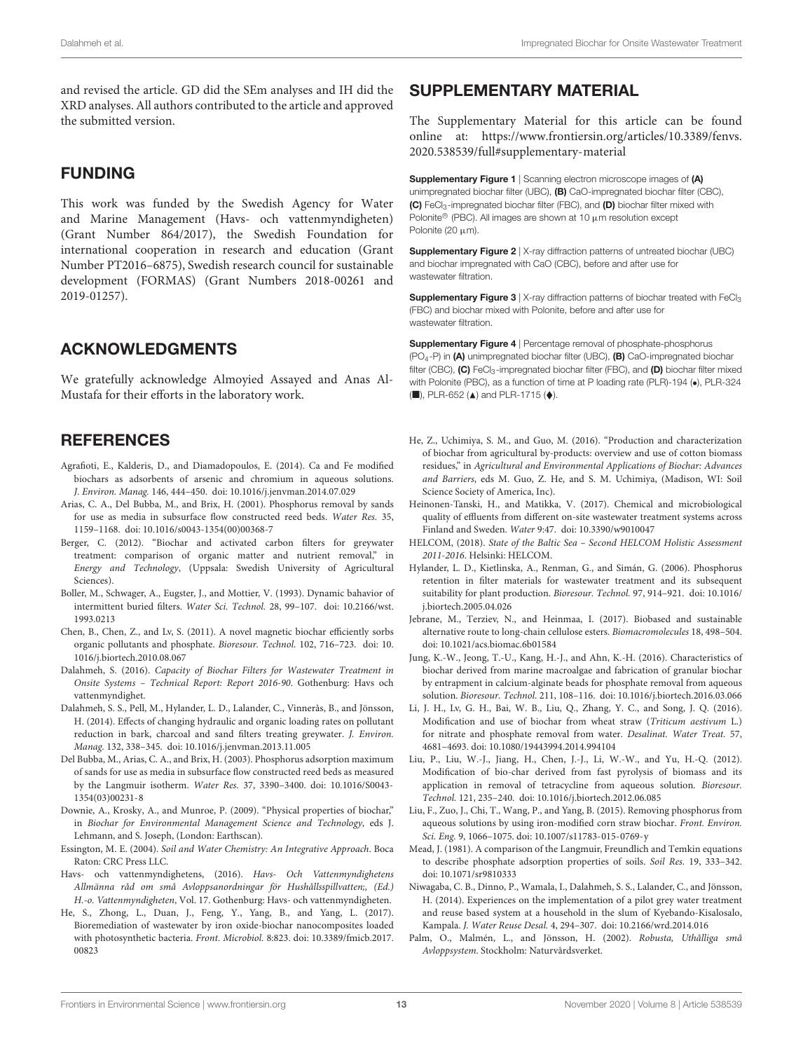and revised the article. GD did the SEm analyses and IH did the XRD analyses. All authors contributed to the article and approved the submitted version.

## FUNDING

This work was funded by the Swedish Agency for Water and Marine Management (Havs- och vattenmyndigheten) (Grant Number 864/2017), the Swedish Foundation for international cooperation in research and education (Grant Number PT2016–6875), Swedish research council for sustainable development (FORMAS) (Grant Numbers 2018-00261 and 2019-01257).

## ACKNOWLEDGMENTS

We gratefully acknowledge Almoyied Assayed and Anas Al-Mustafa for their efforts in the laboratory work.

## SUPPLEMENTARY MATERIAL

The Supplementary Material for this article can be found online at: https://www.frontiersin.org/articles/10.3389/fenvs.2020.538539/full#supplementary-material

**Supplementary Figure 1** | Scanning electron microscope images of **(A)** unimpregnated biochar filter (UBC), **(B)** CaO-impregnated biochar filter (CBC), **(C)** $FeCl_3$-impregnated biochar filter (FBC), and **(D)** biochar filter mixed with Polonite® (PBC). All images are shown at 10 μm resolution except Polonite (20 μm).

**Supplementary Figure 2** | X-ray diffraction patterns of untreated biochar (UBC) and biochar impregnated with CaO (CBC), before and after use for wastewater filtration.

**Supplementary Figure 3** | X-ray diffraction patterns of biochar treated with $FeCl_3$ (FBC) and biochar mixed with Polonite, before and after use for wastewater filtration.

**Supplementary Figure 4** | Percentage removal of phosphate-phosphorus ($PO_4$-P) in **(A)** unimpregnated biochar filter (UBC), **(B)** CaO-impregnated biochar filter (CBC), **(C)** $FeCl_3$-impregnated biochar filter (FBC), and **(D)** biochar filter mixed with Polonite (PBC), as a function of time at P loading rate (PLR)-194 (●), PLR-324 (■), PLR-652 (▲) and PLR-1715 (◆).

## REFERENCES

Agrafioti, E., Kalderis, D., and Diamadopoulos, E. (2014). Ca and Fe modified biochars as adsorbents of arsenic and chromium in aqueous solutions. *J. Environ. Manag.* 146, 444–450. doi: 10.1016/j.jenvman.2014.07.029

Arias, C. A., Del Bubba, M., and Brix, H. (2001). Phosphorus removal by sands for use as media in subsurface flow constructed reed beds. *Water Res.* 35, 1159–1168. doi: 10.1016/s0043-1354(00)00368-7

Berger, C. (2012). "Biochar and activated carbon filters for greywater treatment: comparison of organic matter and nutrient removal," in *Energy and Technology*, (Uppsala: Swedish University of Agricultural Sciences).

Boller, M., Schwager, A., Eugster, J., and Mottier, V. (1993). Dynamic bahavior of intermittent buried filters. *Water Sci. Technol.* 28, 99–107. doi: 10.2166/wst.1993.0213

Chen, B., Chen, Z., and Lv, S. (2011). A novel magnetic biochar efficiently sorbs organic pollutants and phosphate. *Bioresour. Technol.* 102, 716–723. doi: 10.1016/j.biortech.2010.08.067

Dalahmeh, S. (2016). *Capacity of Biochar Filters for Wastewater Treatment in Onsite Systems – Technical Report: Report 2016-90*. Gothenburg: Havs och vattenmyndighet.

Dalahmeh, S. S., Pell, M., Hylander, L. D., Lalander, C., Vinnerås, B., and Jönsson, H. (2014). Effects of changing hydraulic and organic loading rates on pollutant reduction in bark, charcoal and sand filters treating greywater. *J. Environ. Manag.* 132, 338–345. doi: 10.1016/j.jenvman.2013.11.005

Del Bubba, M., Arias, C. A., and Brix, H. (2003). Phosphorus adsorption maximum of sands for use as media in subsurface flow constructed reed beds as measured by the Langmuir isotherm. *Water Res.* 37, 3390–3400. doi: 10.1016/S0043-1354(03)00231-8

Downie, A., Krosky, A., and Munroe, P. (2009). "Physical properties of biochar," in *Biochar for Environmental Management Science and Technology*, eds J. Lehmann, and S. Joseph, (London: Earthscan).

Essington, M. E. (2004). *Soil and Water Chemistry: An Integrative Approach*. Boca Raton: CRC Press LLC.

Havs- och vattenmyndighetens, (2016). *Havs- Och Vattenmyndighetens Allmänna råd om små Avloppsanordningar för Hushållsspillvatten;, (Ed.) H.-o. Vattenmyndigheten*, Vol. 17. Gothenburg: Havs- och vattenmyndigheten.

He, S., Zhong, L., Duan, J., Feng, Y., Yang, B., and Yang, L. (2017). Bioremediation of wastewater by iron oxide-biochar nanocomposites loaded with photosynthetic bacteria. *Front. Microbiol.* 8:823. doi: 10.3389/fmicb.2017.00823

He, Z., Uchimiya, S. M., and Guo, M. (2016). "Production and characterization of biochar from agricultural by-products: overview and use of cotton biomass residues," in *Agricultural and Environmental Applications of Biochar: Advances and Barriers*, eds M. Guo, Z. He, and S. M. Uchimiya, (Madison, WI: Soil Science Society of America, Inc).

Heinonen-Tanski, H., and Matikka, V. (2017). Chemical and microbiological quality of effluents from different on-site wastewater treatment systems across Finland and Sweden. *Water* 9:47. doi: 10.3390/w9010047

HELCOM, (2018). *State of the Baltic Sea – Second HELCOM Holistic Assessment 2011-2016*. Helsinki: HELCOM.

Hylander, L. D., Kietlinska, A., Renman, G., and Simán, G. (2006). Phosphorus retention in filter materials for wastewater treatment and its subsequent suitability for plant production. *Bioresour. Technol.* 97, 914–921. doi: 10.1016/j.biortech.2005.04.026

Jebrane, M., Terziev, N., and Heinmaa, I. (2017). Biobased and sustainable alternative route to long-chain cellulose esters. *Biomacromolecules* 18, 498–504. doi: 10.1021/acs.biomac.6b01584

Jung, K.-W., Jeong, T.-U., Kang, H.-J., and Ahn, K.-H. (2016). Characteristics of biochar derived from marine macroalgae and fabrication of granular biochar by entrapment in calcium-alginate beads for phosphate removal from aqueous solution. *Bioresour. Technol.* 211, 108–116. doi: 10.1016/j.biortech.2016.03.066

Li, J. H., Lv, G. H., Bai, W. B., Liu, Q., Zhang, Y. C., and Song, J. Q. (2016). Modification and use of biochar from wheat straw (*Triticum aestivum* L.) for nitrate and phosphate removal from water. *Desalinat. Water Treat.* 57, 4681–4693. doi: 10.1080/19443994.2014.994104

Liu, P., Liu, W.-J., Jiang, H., Chen, J.-J., Li, W.-W., and Yu, H.-Q. (2012). Modification of bio-char derived from fast pyrolysis of biomass and its application in removal of tetracycline from aqueous solution. *Bioresour. Technol.* 121, 235–240. doi: 10.1016/j.biortech.2012.06.085

Liu, F., Zuo, J., Chi, T., Wang, P., and Yang, B. (2015). Removing phosphorus from aqueous solutions by using iron-modified corn straw biochar. *Front. Environ. Sci. Eng.* 9, 1066–1075. doi: 10.1007/s11783-015-0769-y

Mead, J. (1981). A comparison of the Langmuir, Freundlich and Temkin equations to describe phosphate adsorption properties of soils. *Soil Res.* 19, 333–342. doi: 10.1071/sr9810333

Niwagaba, C. B., Dinno, P., Wamala, I., Dalahmeh, S. S., Lalander, C., and Jönsson, H. (2014). Experiences on the implementation of a pilot grey water treatment and reuse based system at a household in the slum of Kyebando-Kisalosalo, Kampala. *J. Water Reuse Desal.* 4, 294–307. doi: 10.2166/wrd.2014.016

Palm, O., Malmén, L., and Jönsson, H. (2002). *Robusta, Uthålliga små Avloppsystem*. Stockholm: Naturvårdsverket.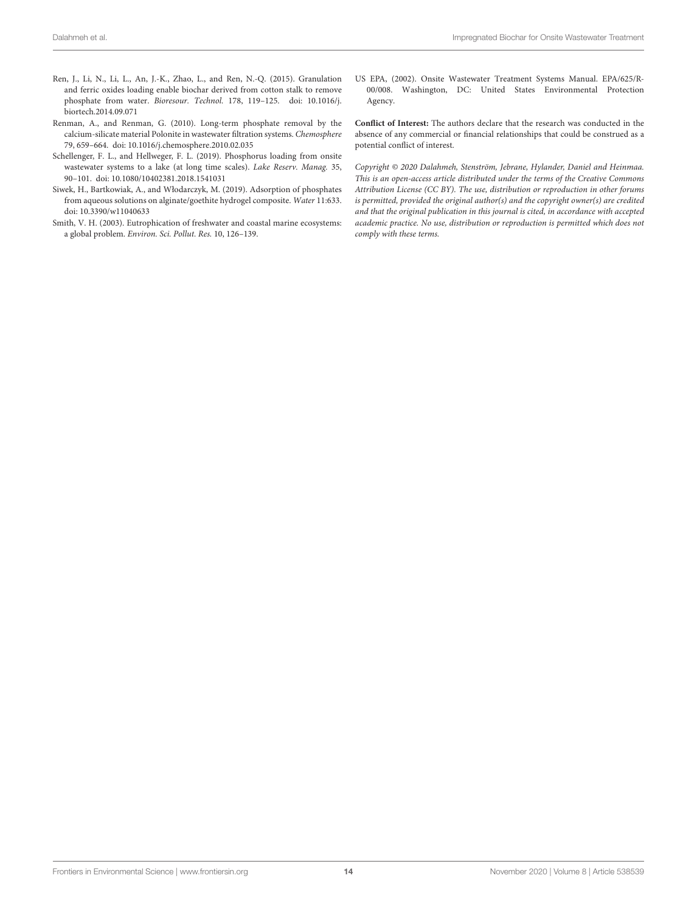Ren, J., Li, N., Li, L., An, J.-K., Zhao, L., and Ren, N.-Q. (2015). Granulation and ferric oxides loading enable biochar derived from cotton stalk to remove phosphate from water. *Bioresour. Technol.* 178, 119–125. doi: 10.1016/j.biortech.2014.09.071

Renman, A., and Renman, G. (2010). Long-term phosphate removal by the calcium-silicate material Polonite in wastewater filtration systems. *Chemosphere* 79, 659–664. doi: 10.1016/j.chemosphere.2010.02.035

Schellenger, F. L., and Hellweger, F. L. (2019). Phosphorus loading from onsite wastewater systems to a lake (at long time scales). *Lake Reserv. Manag.* 35, 90–101. doi: 10.1080/10402381.2018.1541031

Siwek, H., Bartkowiak, A., and Włodarczyk, M. (2019). Adsorption of phosphates from aqueous solutions on alginate/goethite hydrogel composite. *Water* 11:633. doi: 10.3390/w11040633

Smith, V. H. (2003). Eutrophication of freshwater and coastal marine ecosystems: a global problem. *Environ. Sci. Pollut. Res.* 10, 126–139.

US EPA, (2002). Onsite Wastewater Treatment Systems Manual. EPA/625/R-00/008. Washington, DC: United States Environmental Protection Agency.

**Conflict of Interest:** The authors declare that the research was conducted in the absence of any commercial or financial relationships that could be construed as a potential conflict of interest.

*Copyright © 2020 Dalahmeh, Stenström, Jebrane, Hylander, Daniel and Heinmaa. This is an open-access article distributed under the terms of the Creative Commons Attribution License (CC BY). The use, distribution or reproduction in other forums is permitted, provided the original author(s) and the copyright owner(s) are credited and that the original publication in this journal is cited, in accordance with accepted academic practice. No use, distribution or reproduction is permitted which does not comply with these terms.*